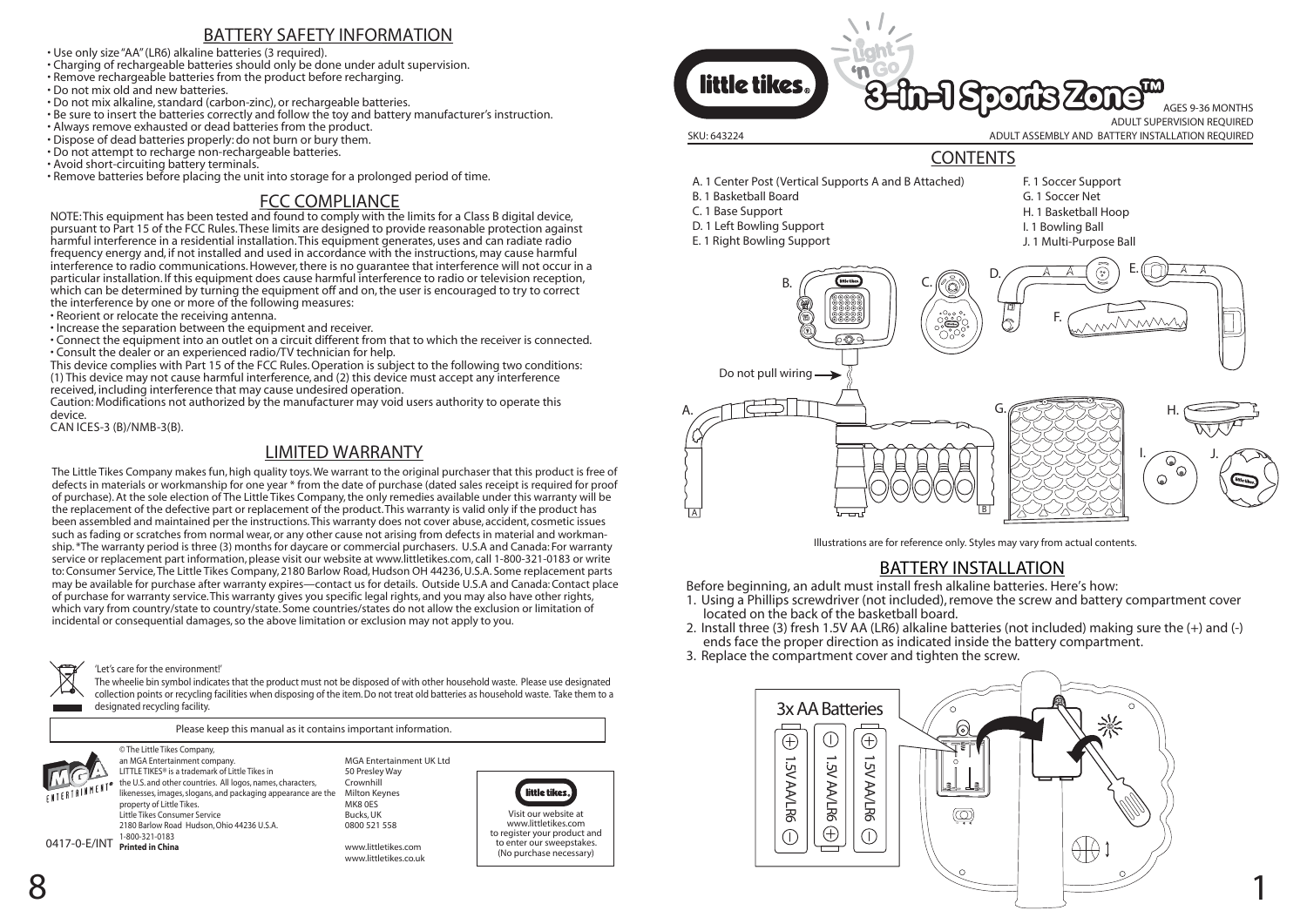## BATTERY SAFETY INFORMATION

- Use only size "AA" (LR6) alkaline batteries (3 required).
- Charging of rechargeable batteries should only be done under adult supervision.
- Remove rechargeable batteries from the product before recharging.
- Do not mix old and new batteries.
- Do not mix alkaline, standard (carbon-zinc), or rechargeable batteries.
- Be sure to insert the batteries correctly and follow the toy and battery manufacturer's instruction.
- Always remove exhausted or dead batteries from the product.
- Dispose of dead batteries properly: do not burn or bury them.
- Do not attempt to recharge non-rechargeable batteries.
- Avoid short-circuiting battery terminals.
- Remove batteries before placing the unit into storage for a prolonged period of time.

## FCC COMPLIANCE

NOTE: This equipment has been tested and found to comply with the limits for a Class B digital device, pursuant to Part 15 of the FCC Rules. These limits are designed to provide reasonable protection against harmful interference in a residential installation. This equipment generates, uses and can radiate radio frequency energy and, if not installed and used in accordance with the instructions, may cause harmful interference to radio communications. However, there is no guarantee that interference will not occur in a particular installation. If this equipment does cause harmful interference to radio or television reception, which can be determined by turning the equipment off and on, the user is encouraged to try to correct the interference by one or more of the following measures:

- Reorient or relocate the receiving antenna.
- Increase the separation between the equipment and receiver.
- Connect the equipment into an outlet on a circuit different from that to which the receiver is connected.
- Consult the dealer or an experienced radio/TV technician for help.

This device complies with Part 15 of the FCC Rules. Operation is subject to the following two conditions: (1) This device may not cause harmful interference, and (2) this device must accept any interference received, including interference that may cause undesired operation.

Caution: Modifications not authorized by the manufacturer may void users authority to operate this device.

CAN ICES-3 (B)/NMB-3(B).

## LIMITED WARRANTY

The Little Tikes Company makes fun, high quality toys. We warrant to the original purchaser that this product is free of defects in materials or workmanship for one year * from the date of purchase (dated sales receipt is required for proof of purchase). At the sole election of The Little Tikes Company, the only remedies available under this warranty will be the replacement of the defective part or replacement of the product. This warranty is valid only if the product has been assembled and maintained per the instructions. This warranty does not cover abuse, accident, cosmetic issues such as fading or scratches from normal wear, or any other cause not arising from defects in material and workmanship. *The warranty period is three (3) months for daycare or commercial purchasers. U.S.A and Canada: For warranty service or replacement part information, please visit our website at www.littletikes.com, call 1-800-321-0183 or write to: Consumer Service, The Little Tikes Company, 2180 Barlow Road, Hudson OH 44236, U.S.A. Some replacement parts may be available for purchase after warranty expires—contact us for details. Outside U.S.A and Canada: Contact place of purchase for warranty service. This warranty gives you specific legal rights, and you may also have other rights, which vary from country/state to country/state. Some countries/states do not allow the exclusion or limitation of incidental or consequential damages, so the above limitation or exclusion may not apply to you.

'Let's care for the environment!'

The wheelie bin symbol indicates that the product must not be disposed of with other household waste. Please use designated collection points or recycling facilities when disposing of the item. Do not treat old batteries as household waste. Take them to a designated recycling facility.

Please keep this manual as it contains important information.

© The Little Tikes Company, an MGA Entertainment company. LITTLE TIKES® is a trademark of Little Tikes in the U.S. and other countries. All logos, names, characters, likenesses, images, slogans, and packaging appearance are the property of Little Tikes.
Little Tikes Consumer Service
2180 Barlow Road Hudson, Ohio 44236 U.S.A.
1-800-321-0183
**Printed in China**

MGA Entertainment UK Ltd
50 Presley Way
Crownhill
Milton Keynes
MK8 0ES
Bucks, UK
0800 521 558

www.littletikes.com
www.littletikes.co.uk

Visit our website at www.littletikes.com to register your product and to enter our sweepstakes. (No purchase necessary)

0417-0-E/INT

# little tikes® Light 'n Go 3-in-1 Sports Zone™

AGES 9-36 MONTHS
ADULT SUPERVISION REQUIRED
ADULT ASSEMBLY AND BATTERY INSTALLATION REQUIRED

SKU: 643224

## CONTENTS

- A. 1 Center Post (Vertical Supports A and B Attached)
- B. 1 Basketball Board
- C. 1 Base Support
- D. 1 Left Bowling Support
- E. 1 Right Bowling Support
- F. 1 Soccer Support
- G. 1 Soccer Net
- H. 1 Basketball Hoop
- I. 1 Bowling Ball
- J. 1 Multi-Purpose Ball

Do not pull wiring

Illustrations are for reference only. Styles may vary from actual contents.

## BATTERY INSTALLATION

Before beginning, an adult must install fresh alkaline batteries. Here's how:

1. Using a Phillips screwdriver (not included), remove the screw and battery compartment cover located on the back of the basketball board.
2. Install three (3) fresh 1.5V AA (LR6) alkaline batteries (not included) making sure the (+) and (-) ends face the proper direction as indicated inside the battery compartment.
3. Replace the compartment cover and tighten the screw.

3x AA Batteries

1.5V AA/LR6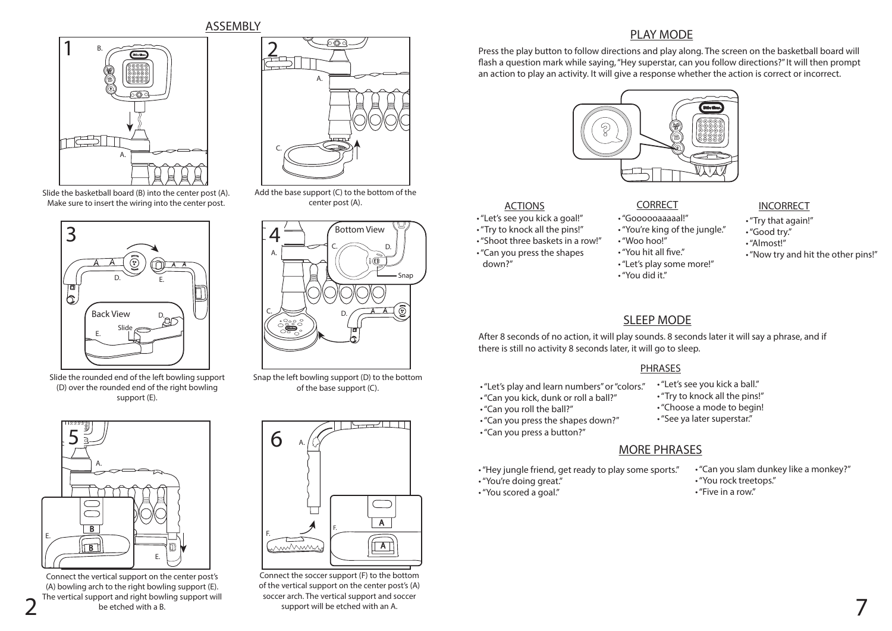## ASSEMBLY

**1**

Slide the basketball board (B) into the center post (A). Make sure to insert the wiring into the center post.

**2**

Add the base support (C) to the bottom of the center post (A).

**3**

Slide the rounded end of the left bowling support (D) over the rounded end of the right bowling support (E).

**4**

Snap the left bowling support (D) to the bottom of the base support (C).

**5**

Connect the vertical support on the center post's (A) bowling arch to the right bowling support (E). The vertical support and right bowling support will be etched with a B.

**6**

Connect the soccer support (F) to the bottom of the vertical support on the center post's (A) soccer arch. The vertical support and soccer support will be etched with an A.

## PLAY MODE

Press the play button to follow directions and play along. The screen on the basketball board will flash a question mark while saying, "Hey superstar, can you follow directions?" It will then prompt an action to play an activity. It will give a response whether the action is correct or incorrect.

**ACTIONS**

- "Let's see you kick a goal!"
- "Try to knock all the pins!"
- "Shoot three baskets in a row!"
- "Can you press the shapes down?"

**CORRECT**

- "Gooooooaaaaal!"
- "You're king of the jungle."
- "Woo hoo!"
- "You hit all five."
- "Let's play some more!"
- "You did it."

**INCORRECT**

- "Try that again!"
- "Good try."
- "Almost!"
- "Now try and hit the other pins!"

## SLEEP MODE

After 8 seconds of no action, it will play sounds. 8 seconds later it will say a phrase, and if there is still no activity 8 seconds later, it will go to sleep.

### PHRASES

- "Let's play and learn numbers" or "colors."
- "Can you kick, dunk or roll a ball?"
- "Can you roll the ball?"
- "Can you press the shapes down?"
- "Can you press a button?"
- "Let's see you kick a ball."
- "Try to knock all the pins!"
- "Choose a mode to begin!
- "See ya later superstar."

## MORE PHRASES

- "Hey jungle friend, get ready to play some sports."
- "You're doing great."
- "You scored a goal."
- "Can you slam dunkey like a monkey?"
- "You rock treetops."
- "Five in a row."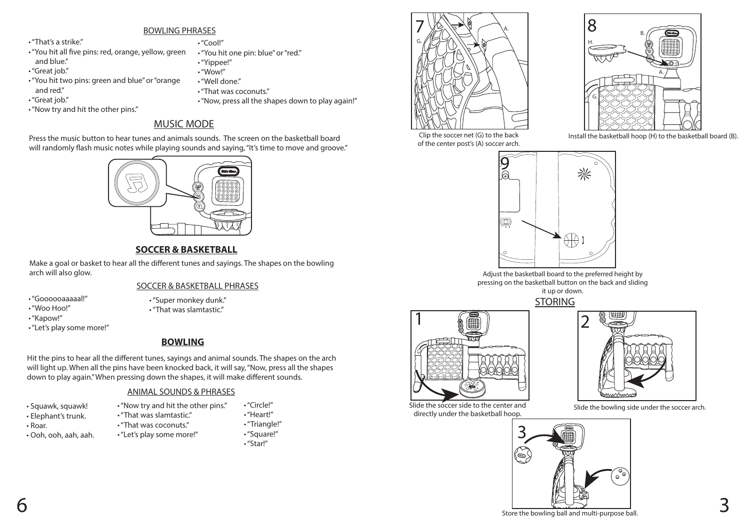## BOWLING PHRASES

- "That's a strike."
- "You hit all five pins: red, orange, yellow, green and blue."
- "Great job."
- "You hit two pins: green and blue" or "orange and red."
- "Great job."
- "Now try and hit the other pins."
- "Cool!"
- "You hit one pin: blue" or "red."
- "Yippee!"
- "Wow!"
- "Well done."
- "That was coconuts."
- "Now, press all the shapes down to play again!"

## MUSIC MODE

Press the music button to hear tunes and animals sounds. The screen on the basketball board will randomly flash music notes while playing sounds and saying, "It's time to move and groove."

## SOCCER & BASKETBALL

Make a goal or basket to hear all the different tunes and sayings. The shapes on the bowling arch will also glow.

### SOCCER & BASKETBALL PHRASES

- "Goooooaaaaal!"
- "Woo Hoo!"
- "Kapow!"
- "Let's play some more!"
- "Super monkey dunk."
- "That was slamtastic."

## BOWLING

Hit the pins to hear all the different tunes, sayings and animal sounds. The shapes on the arch will light up. When all the pins have been knocked back, it will say, "Now, press all the shapes down to play again." When pressing down the shapes, it will make different sounds.

### ANIMAL SOUNDS & PHRASES

- Squawk, squawk!
- Elephant's trunk.
- Roar.
- Ooh, ooh, aah, aah.
- "Now try and hit the other pins."
- "That was slamtastic."
- "That was coconuts."
- "Let's play some more!"
- "Circle!"
- "Heart!"
- "Triangle!"
- "Square!"
- "Star!"

7 — Clip the soccer net (G) to the back of the center post's (A) soccer arch.

8 — Install the basketball hoop (H) to the basketball board (B).

9 — Adjust the basketball board to the preferred height by pressing on the basketball button on the back and sliding it up or down.

## STORING

1 — Slide the soccer side to the center and directly under the basketball hoop.

2 — Slide the bowling side under the soccer arch.

3 — Store the bowling ball and multi-purpose ball.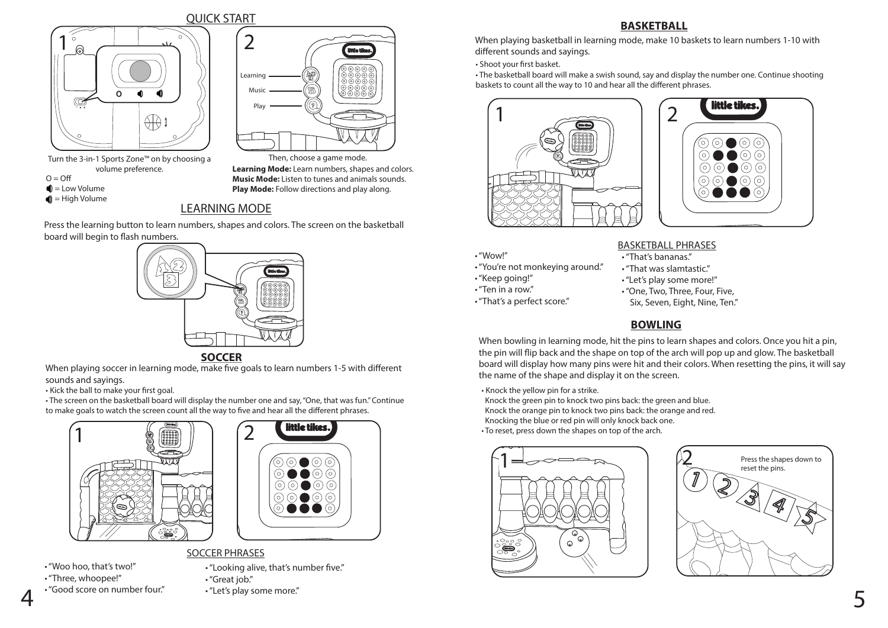## QUICK START

Turn the 3-in-1 Sports Zone™ on by choosing a volume preference.

O = Off
= Low Volume
= High Volume

Then, choose a game mode.

**Learning Mode:** Learn numbers, shapes and colors.
**Music Mode:** Listen to tunes and animals sounds.
**Play Mode:** Follow directions and play along.

## LEARNING MODE

Press the learning button to learn numbers, shapes and colors. The screen on the basketball board will begin to flash numbers.

### SOCCER

When playing soccer in learning mode, make five goals to learn numbers 1-5 with different sounds and sayings.

- Kick the ball to make your first goal.
- The screen on the basketball board will display the number one and say, "One, that was fun." Continue to make goals to watch the screen count all the way to five and hear all the different phrases.

SOCCER PHRASES

- "Woo hoo, that's two!"
- "Three, whoopee!"
- "Good score on number four."
- "Looking alive, that's number five."
- "Great job."
- "Let's play some more."

### BASKETBALL

When playing basketball in learning mode, make 10 baskets to learn numbers 1-10 with different sounds and sayings.

- Shoot your first basket.
- The basketball board will make a swish sound, say and display the number one. Continue shooting baskets to count all the way to 10 and hear all the different phrases.

BASKETBALL PHRASES

- "Wow!"
- "You're not monkeying around."
- "Keep going!"
- "Ten in a row."
- "That's a perfect score."
- "That's bananas."
- "That was slamtastic."
- "Let's play some more!"
- "One, Two, Three, Four, Five, Six, Seven, Eight, Nine, Ten."

### BOWLING

When bowling in learning mode, hit the pins to learn shapes and colors. Once you hit a pin, the pin will flip back and the shape on top of the arch will pop up and glow. The basketball board will display how many pins were hit and their colors. When resetting the pins, it will say the name of the shape and display it on the screen.

- Knock the yellow pin for a strike.
  Knock the green pin to knock two pins back: the green and blue.
  Knock the orange pin to knock two pins back: the orange and red.
  Knocking the blue or red pin will only knock back one.
- To reset, press down the shapes on top of the arch.

Press the shapes down to reset the pins.